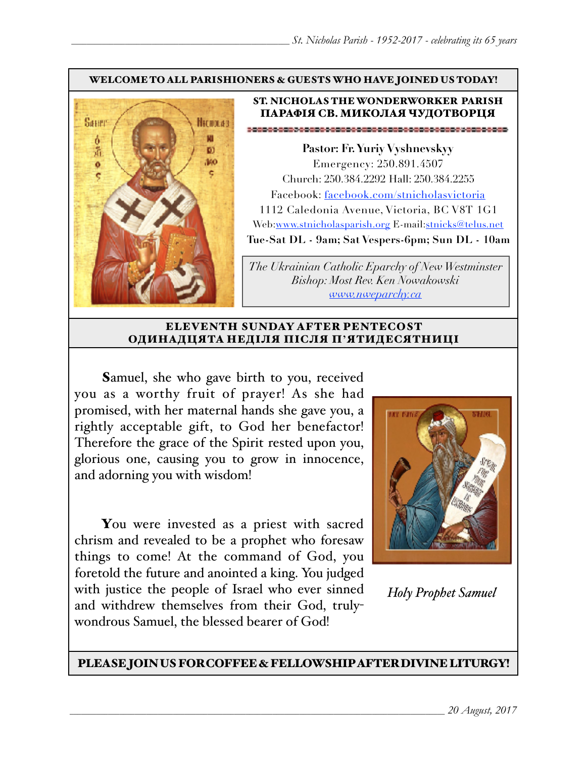**WELCOME TO ALL PARISHIONERS & GUESTS WHO HAVE JOINED US TODAY!**

## ST. NICHOLAS THE WONDERWORKER PARISH
## ПАРАФІЯ СВ. МИКОЛАЯ ЧУДОТВОРЦЯ

**Pastor: Fr. Yuriy Vyshnevskyy**
Emergency: 250.891.4507
Church: 250.384.2292 Hall: 250.384.2255
Facebook: facebook.com/stnicholasvictoria
1112 Caledonia Avenue, Victoria, BC V8T 1G1
Web:www.stnicholasparish.org E-mail:stnicks@telus.net
**Tue-Sat DL - 9am; Sat Vespers-6pm; Sun DL - 10am**

*The Ukrainian Catholic Eparchy of New Westminster*
*Bishop: Most Rev. Ken Nowakowski*
*www.nweparchy.ca*

## ELEVENTH SUNDAY AFTER PENTECOST
## ОДИНАДЦЯТА НЕДІЛЯ ПІСЛЯ П'ЯТИДЕСЯТНИЦІ

**S**amuel, she who gave birth to you, received you as a worthy fruit of prayer! As she had promised, with her maternal hands she gave you, a rightly acceptable gift, to God her benefactor! Therefore the grace of the Spirit rested upon you, glorious one, causing you to grow in innocence, and adorning you with wisdom!

**Y**ou were invested as a priest with sacred chrism and revealed to be a prophet who foresaw things to come! At the command of God, you foretold the future and anointed a king. You judged with justice the people of Israel who ever sinned and withdrew themselves from their God, truly-wondrous Samuel, the blessed bearer of God!

*Holy Prophet Samuel*

**PLEASE JOIN US FOR COFFEE & FELLOWSHIP AFTER DIVINE LITURGY!**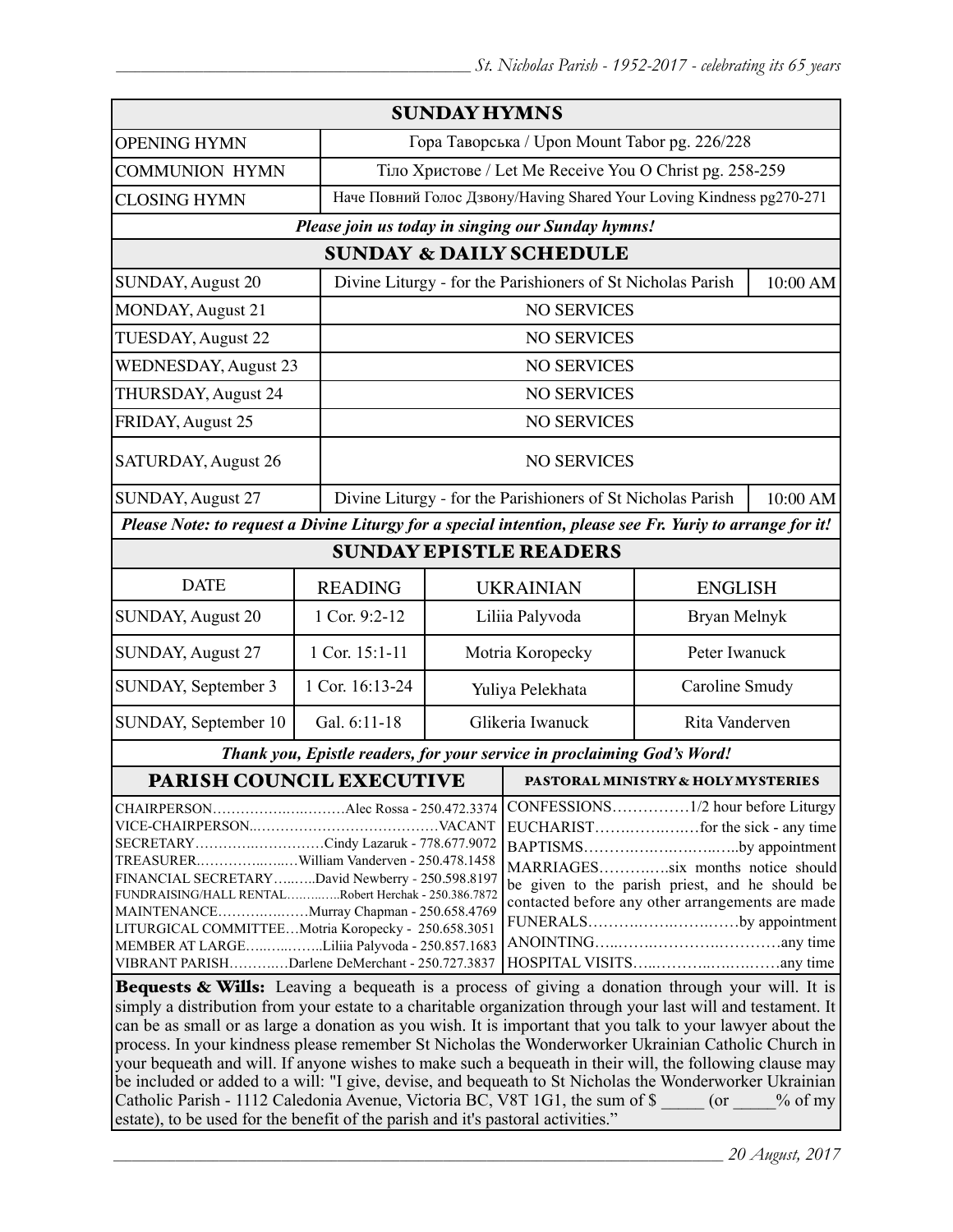## SUNDAY HYMNS

| | |
|---|---|
| OPENING HYMN | Гора Таворська / Upon Mount Tabor pg. 226/228 |
| COMMUNION HYMN | Тіло Христове / Let Me Receive You O Christ pg. 258-259 |
| CLOSING HYMN | Наче Повний Голос Дзвону/Having Shared Your Loving Kindness pg270-271 |

***Please join us today in singing our Sunday hymns!***

## SUNDAY & DAILY SCHEDULE

| | | |
|---|---|---|
| SUNDAY, August 20 | Divine Liturgy - for the Parishioners of St Nicholas Parish | 10:00 AM |
| MONDAY, August 21 | NO SERVICES | |
| TUESDAY, August 22 | NO SERVICES | |
| WEDNESDAY, August 23 | NO SERVICES | |
| THURSDAY, August 24 | NO SERVICES | |
| FRIDAY, August 25 | NO SERVICES | |
| SATURDAY, August 26 | NO SERVICES | |
| SUNDAY, August 27 | Divine Liturgy - for the Parishioners of St Nicholas Parish | 10:00 AM |

***Please Note: to request a Divine Liturgy for a special intention, please see Fr. Yuriy to arrange for it!***

## SUNDAY EPISTLE READERS

| DATE | READING | UKRAINIAN | ENGLISH |
|---|---|---|---|
| SUNDAY, August 20 | 1 Cor. 9:2-12 | Liliia Palyvoda | Bryan Melnyk |
| SUNDAY, August 27 | 1 Cor. 15:1-11 | Motria Koropecky | Peter Iwanuck |
| SUNDAY, September 3 | 1 Cor. 16:13-24 | Yuliya Pelekhata | Caroline Smudy |
| SUNDAY, September 10 | Gal. 6:11-18 | Glikeria Iwanuck | Rita Vanderven |

***Thank you, Epistle readers, for your service in proclaiming God's Word!***

## PARISH COUNCIL EXECUTIVE

CHAIRPERSON……………………….Alec Rossa - 250.472.3374
VICE-CHAIRPERSON……………………………………VACANT
SECRETARY………………………Cindy Lazaruk - 778.677.9072
TREASURER……………………William Vanderven - 250.478.1458
FINANCIAL SECRETARY……..David Newberry - 250.598.8197
FUNDRAISING/HALL RENTAL…………Robert Herchak - 250.386.7872
MAINTENANCE…………………Murray Chapman - 250.658.4769
LITURGICAL COMMITTEE…Motria Koropecky - 250.658.3051
MEMBER AT LARGE……………Liliia Palyvoda - 250.857.1683
VIBRANT PARISH…………Darlene DeMerchant - 250.727.3837

## PASTORAL MINISTRY & HOLY MYSTERIES

CONFESSIONS……………1/2 hour before Liturgy
EUCHARIST………………for the sick - any time
BAPTISMS……………………………by appointment
MARRIAGES…………six months notice should be given to the parish priest, and he should be contacted before any other arrangements are made
FUNERALS……………………………by appointment
ANOINTING……………………………………any time
HOSPITAL VISITS……………………………any time

**Bequests & Wills:** Leaving a bequeath is a process of giving a donation through your will. It is simply a distribution from your estate to a charitable organization through your last will and testament. It can be as small or as large a donation as you wish. It is important that you talk to your lawyer about the process. In your kindness please remember St Nicholas the Wonderworker Ukrainian Catholic Church in your bequeath and will. If anyone wishes to make such a bequeath in their will, the following clause may be included or added to a will: "I give, devise, and bequeath to St Nicholas the Wonderworker Ukrainian Catholic Parish - 1112 Caledonia Avenue, Victoria BC, V8T 1G1, the sum of $ _____ (or _____% of my estate), to be used for the benefit of the parish and it's pastoral activities."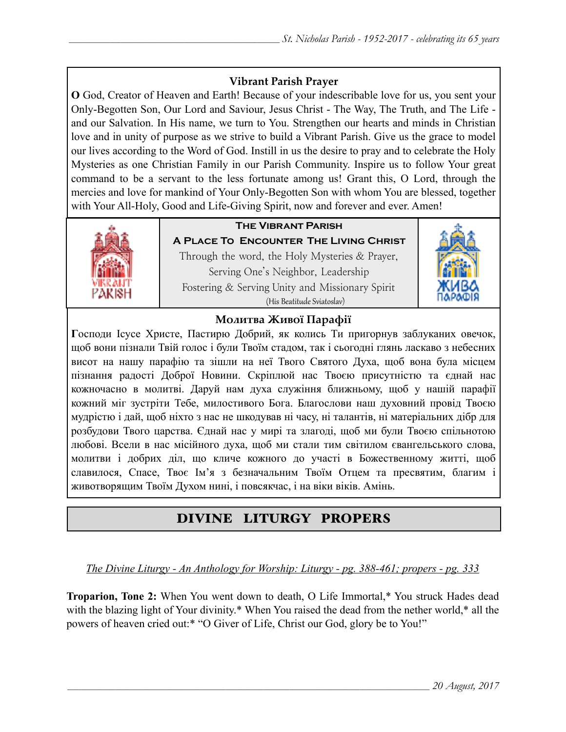### Vibrant Parish Prayer

**O** God, Creator of Heaven and Earth! Because of your indescribable love for us, you sent your Only-Begotten Son, Our Lord and Saviour, Jesus Christ - The Way, The Truth, and The Life - and our Salvation. In His name, we turn to You. Strengthen our hearts and minds in Christian love and in unity of purpose as we strive to build a Vibrant Parish. Give us the grace to model our lives according to the Word of God. Instill in us the desire to pray and to celebrate the Holy Mysteries as one Christian Family in our Parish Community. Inspire us to follow Your great command to be a servant to the less fortunate among us! Grant this, O Lord, through the mercies and love for mankind of Your Only-Begotten Son with whom You are blessed, together with Your All-Holy, Good and Life-Giving Spirit, now and forever and ever. Amen!

**The Vibrant Parish**

**A Place To Encounter The Living Christ**

Through the word, the Holy Mysteries & Prayer,
Serving One's Neighbor, Leadership
Fostering & Serving Unity and Missionary Spirit
(His Beatitude Sviatoslav)

### Молитва Живої Парафії

**Г**осподи Ісусе Христе, Пастирю Добрий, як колись Ти пригорнув заблуканих овечок, щоб вони пізнали Твій голос і були Твоїм стадом, так і сьогодні глянь ласкаво з небесних висот на нашу парафію та зішли на неї Твого Святого Духа, щоб вона була місцем пізнання радості Доброї Новини. Скріплюй нас Твоєю присутністю та єднай нас кожночасно в молитві. Даруй нам духа служіння ближньому, щоб у нашій парафії кожний міг зустріти Тебе, милостивого Бога. Благослови наш духовний провід Твоєю мудрістю і дай, щоб ніхто з нас не шкодував ні часу, ні талантів, ні матеріальних дібр для розбудови Твого царства. Єднай нас у мирі та злагоді, щоб ми були Твоєю спільнотою любові. Всели в нас місійного духа, щоб ми стали тим світилом євангельського слова, молитви і добрих діл, що кличе кожного до участі в Божественному житті, щоб славилося, Спасе, Твоє Ім'я з безначальним Твоїм Отцем та пресвятим, благим і животворящим Твоїм Духом нині, і повсякчас, і на віки віків. Амінь.

## DIVINE LITURGY PROPERS

*The Divine Liturgy - An Anthology for Worship: Liturgy - pg. 388-461; propers - pg. 333*

**Troparion, Tone 2:** When You went down to death, O Life Immortal,* You struck Hades dead with the blazing light of Your divinity.* When You raised the dead from the nether world,* all the powers of heaven cried out:* "O Giver of Life, Christ our God, glory be to You!"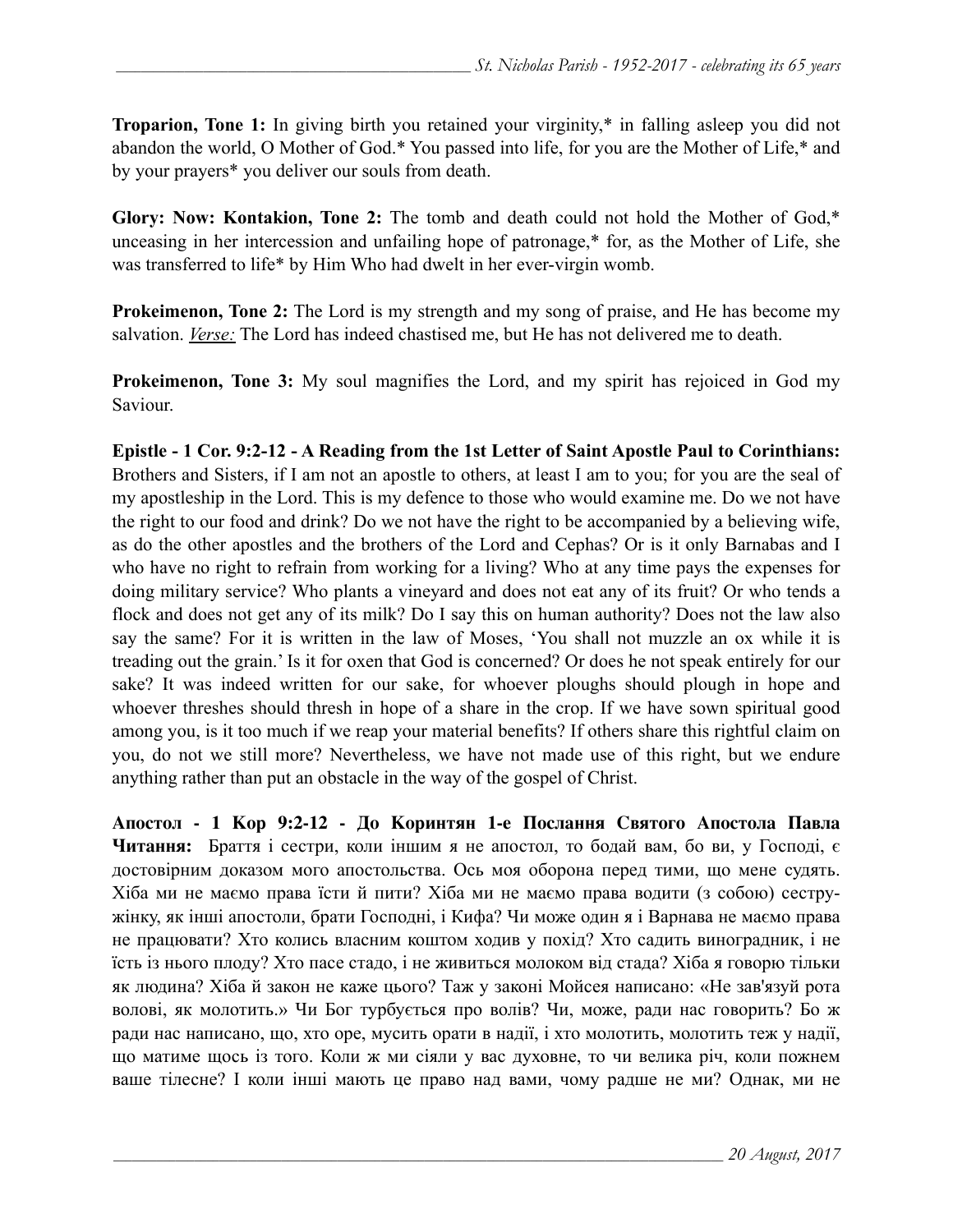**Troparion, Tone 1:** In giving birth you retained your virginity,* in falling asleep you did not abandon the world, O Mother of God.* You passed into life, for you are the Mother of Life,* and by your prayers* you deliver our souls from death.

**Glory: Now: Kontakion, Tone 2:** The tomb and death could not hold the Mother of God,* unceasing in her intercession and unfailing hope of patronage,* for, as the Mother of Life, she was transferred to life* by Him Who had dwelt in her ever-virgin womb.

**Prokeimenon, Tone 2:** The Lord is my strength and my song of praise, and He has become my salvation. ***Verse:*** The Lord has indeed chastised me, but He has not delivered me to death.

**Prokeimenon, Tone 3:** My soul magnifies the Lord, and my spirit has rejoiced in God my Saviour.

**Epistle - 1 Cor. 9:2-12 - A Reading from the 1st Letter of Saint Apostle Paul to Corinthians:** Brothers and Sisters, if I am not an apostle to others, at least I am to you; for you are the seal of my apostleship in the Lord. This is my defence to those who would examine me. Do we not have the right to our food and drink? Do we not have the right to be accompanied by a believing wife, as do the other apostles and the brothers of the Lord and Cephas? Or is it only Barnabas and I who have no right to refrain from working for a living? Who at any time pays the expenses for doing military service? Who plants a vineyard and does not eat any of its fruit? Or who tends a flock and does not get any of its milk? Do I say this on human authority? Does not the law also say the same? For it is written in the law of Moses, 'You shall not muzzle an ox while it is treading out the grain.' Is it for oxen that God is concerned? Or does he not speak entirely for our sake? It was indeed written for our sake, for whoever ploughs should plough in hope and whoever threshes should thresh in hope of a share in the crop. If we have sown spiritual good among you, is it too much if we reap your material benefits? If others share this rightful claim on you, do not we still more? Nevertheless, we have not made use of this right, but we endure anything rather than put an obstacle in the way of the gospel of Christ.

**Апостол - 1 Кор 9:2-12 - До Коринтян 1-е Послання Святого Апостола Павла Читання:** Браття і сестри, коли іншим я не апостол, то бодай вам, бо ви, у Господі, є достовірним доказом мого апостольства. Ось моя оборона перед тими, що мене судять. Хіба ми не маємо права їсти й пити? Хіба ми не маємо права водити (з собою) сестру-жінку, як інші апостоли, брати Господні, і Кифа? Чи може один я і Варнава не маємо права не працювати? Хто колись власним коштом ходив у похід? Хто садить виноградник, і не їсть із нього плоду? Хто пасе стадо, і не живиться молоком від стада? Хіба я говорю тільки як людина? Хіба й закон не каже цього? Таж у законі Мойсея написано: «Не зав'язуй рота волові, як молотить.» Чи Бог турбується про волів? Чи, може, ради нас говорить? Бо ж ради нас написано, що, хто оре, мусить орати в надії, і хто молотить, молотить теж у надії, що матиме щось із того. Коли ж ми сіяли у вас духовне, то чи велика річ, коли пожнем ваше тілесне? І коли інші мають це право над вами, чому радше не ми? Однак, ми не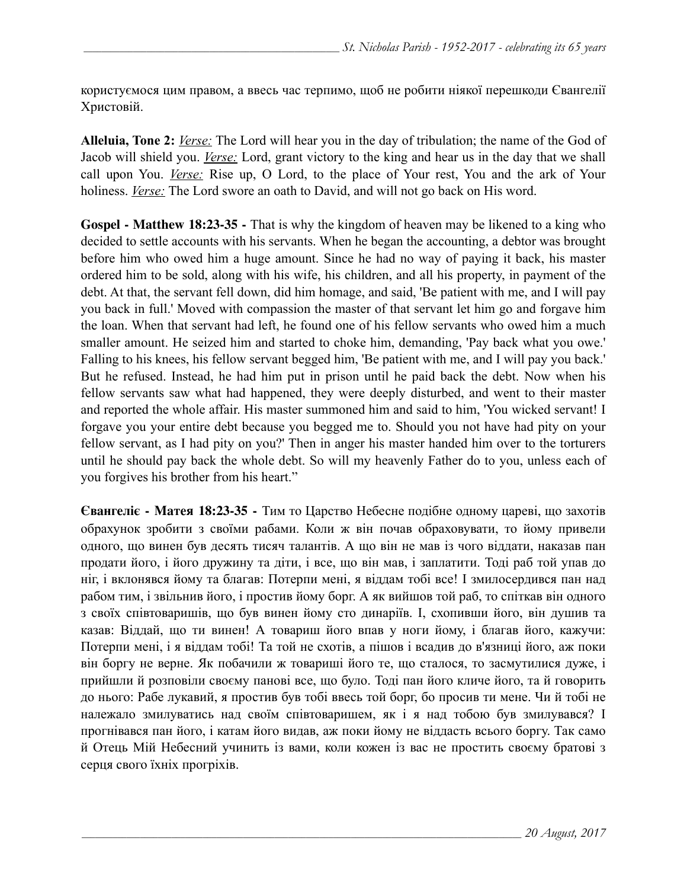користуємося цим правом, а ввесь час терпимо, щоб не робити ніякої перешкоди Євангелії Христовій.

**Alleluia, Tone 2:** *Verse:* The Lord will hear you in the day of tribulation; the name of the God of Jacob will shield you. *Verse:* Lord, grant victory to the king and hear us in the day that we shall call upon You. *Verse:* Rise up, O Lord, to the place of Your rest, You and the ark of Your holiness. *Verse:* The Lord swore an oath to David, and will not go back on His word.

**Gospel - Matthew 18:23-35 -** That is why the kingdom of heaven may be likened to a king who decided to settle accounts with his servants. When he began the accounting, a debtor was brought before him who owed him a huge amount. Since he had no way of paying it back, his master ordered him to be sold, along with his wife, his children, and all his property, in payment of the debt. At that, the servant fell down, did him homage, and said, 'Be patient with me, and I will pay you back in full.' Moved with compassion the master of that servant let him go and forgave him the loan. When that servant had left, he found one of his fellow servants who owed him a much smaller amount. He seized him and started to choke him, demanding, 'Pay back what you owe.' Falling to his knees, his fellow servant begged him, 'Be patient with me, and I will pay you back.' But he refused. Instead, he had him put in prison until he paid back the debt. Now when his fellow servants saw what had happened, they were deeply disturbed, and went to their master and reported the whole affair. His master summoned him and said to him, 'You wicked servant! I forgave you your entire debt because you begged me to. Should you not have had pity on your fellow servant, as I had pity on you?' Then in anger his master handed him over to the torturers until he should pay back the whole debt. So will my heavenly Father do to you, unless each of you forgives his brother from his heart."

**Євангеліє - Матея 18:23-35 -** Тим то Царство Небесне подібне одному цареві, що захотів обрахунок зробити з своїми рабами. Коли ж він почав обраховувати, то йому привели одного, що винен був десять тисяч талантів. А що він не мав із чого віддати, наказав пан продати його, і його дружину та діти, і все, що він мав, і заплатити. Тоді раб той упав до ніг, і вклонявся йому та благав: Потерпи мені, я віддам тобі все! І змилосердився пан над рабом тим, і звільнив його, і простив йому борг. А як вийшов той раб, то спіткав він одного з своїх співтоваришів, що був винен йому сто динаріїв. І, схопивши його, він душив та казав: Віддай, що ти винен! А товариш його впав у ноги йому, і благав його, кажучи: Потерпи мені, і я віддам тобі! Та той не схотів, а пішов і всадив до в'язниці його, аж поки він боргу не верне. Як побачили ж товариші його те, що сталося, то засмутилися дуже, і прийшли й розповіли своєму панові все, що було. Тоді пан його кличе його, та й говорить до нього: Рабе лукавий, я простив був тобі ввесь той борг, бо просив ти мене. Чи й тобі не належало змилуватись над своїм співтоваришем, як і я над тобою був змилувався? І прогнівався пан його, і катам його видав, аж поки йому не віддасть всього боргу. Так само й Отець Мій Небесний учинить із вами, коли кожен із вас не простить своєму братові з серця свого їхніх прогріхів.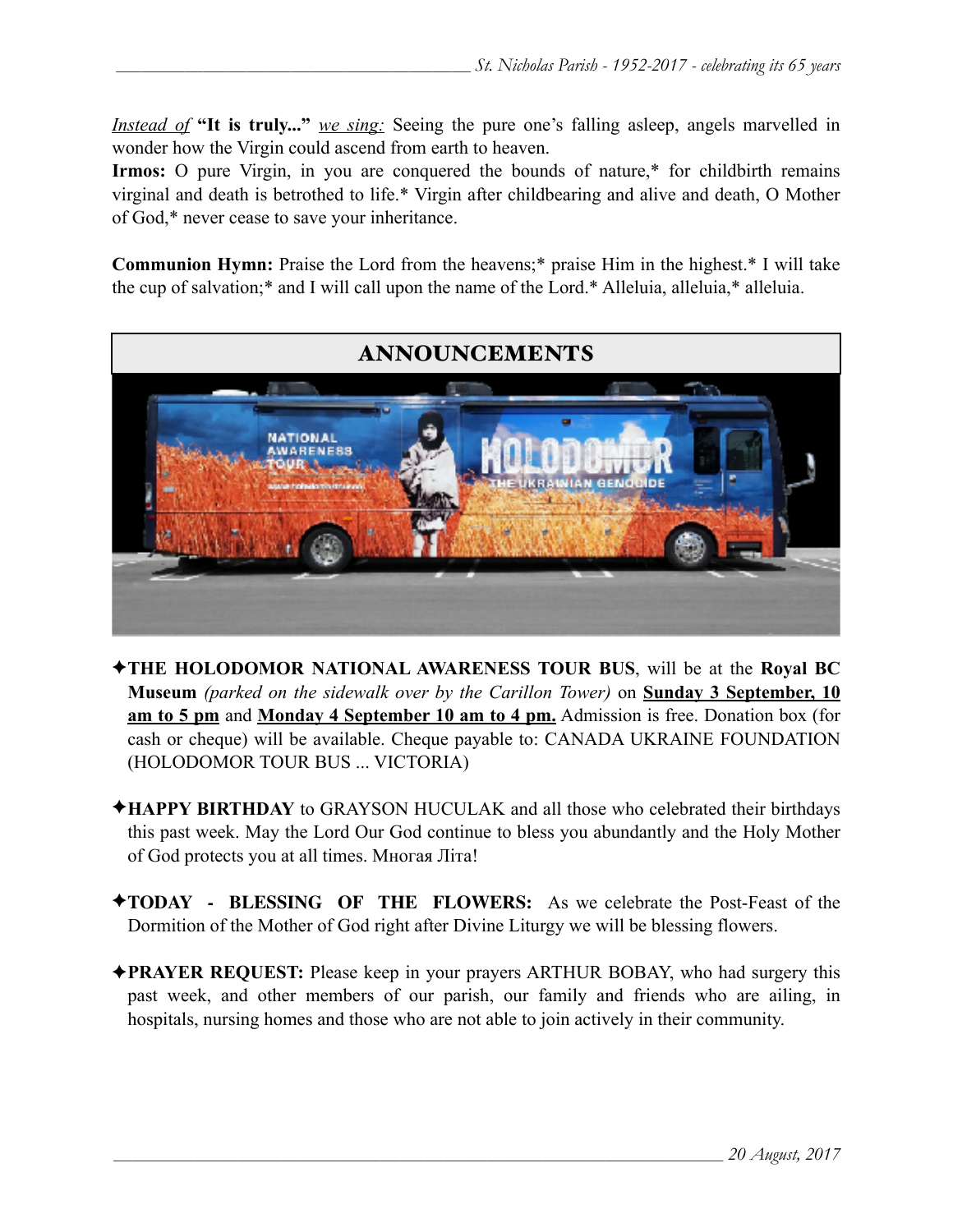*Instead of* **"It is truly..."** *we sing:* Seeing the pure one's falling asleep, angels marvelled in wonder how the Virgin could ascend from earth to heaven.
**Irmos:** O pure Virgin, in you are conquered the bounds of nature,* for childbirth remains virginal and death is betrothed to life.* Virgin after childbearing and alive and death, O Mother of God,* never cease to save your inheritance.

**Communion Hymn:** Praise the Lord from the heavens;* praise Him in the highest.* I will take the cup of salvation;* and I will call upon the name of the Lord.* Alleluia, alleluia,* alleluia.

## ANNOUNCEMENTS

✦**THE HOLODOMOR NATIONAL AWARENESS TOUR BUS**, will be at the **Royal BC Museum** *(parked on the sidewalk over by the Carillon Tower)* on **Sunday 3 September, 10 am to 5 pm** and **Monday 4 September 10 am to 4 pm.** Admission is free. Donation box (for cash or cheque) will be available. Cheque payable to: CANADA UKRAINE FOUNDATION (HOLODOMOR TOUR BUS ... VICTORIA)

✦**HAPPY BIRTHDAY** to GRAYSON HUCULAK and all those who celebrated their birthdays this past week. May the Lord Our God continue to bless you abundantly and the Holy Mother of God protects you at all times. Многая Літа!

✦**TODAY - BLESSING OF THE FLOWERS:** As we celebrate the Post-Feast of the Dormition of the Mother of God right after Divine Liturgy we will be blessing flowers.

✦**PRAYER REQUEST:** Please keep in your prayers ARTHUR BOBAY, who had surgery this past week, and other members of our parish, our family and friends who are ailing, in hospitals, nursing homes and those who are not able to join actively in their community.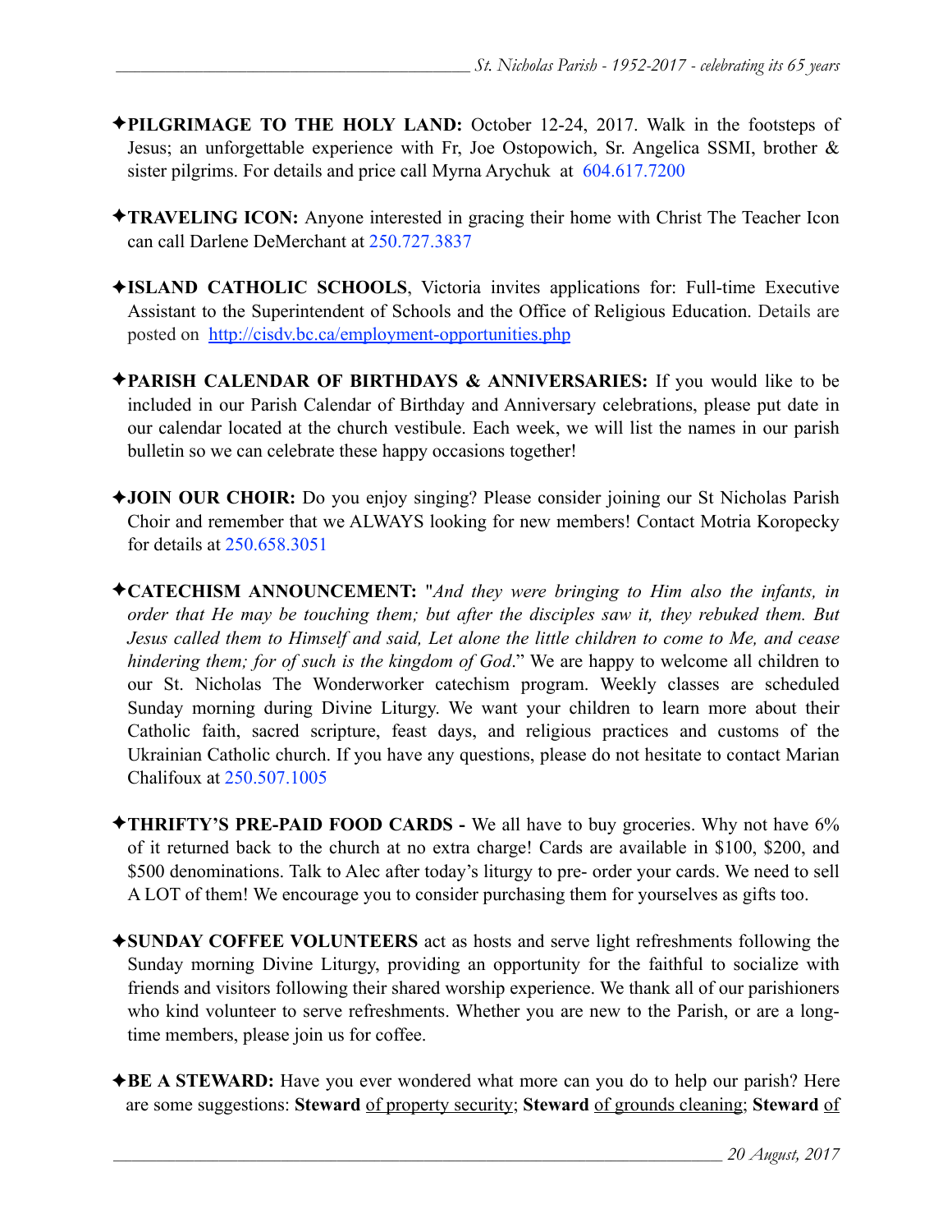✦**PILGRIMAGE TO THE HOLY LAND:** October 12-24, 2017. Walk in the footsteps of Jesus; an unforgettable experience with Fr, Joe Ostopowich, Sr. Angelica SSMI, brother & sister pilgrims. For details and price call Myrna Arychuk at 604.617.7200

✦**TRAVELING ICON:** Anyone interested in gracing their home with Christ The Teacher Icon can call Darlene DeMerchant at 250.727.3837

✦**ISLAND CATHOLIC SCHOOLS**, Victoria invites applications for: Full-time Executive Assistant to the Superintendent of Schools and the Office of Religious Education. Details are posted on http://cisdv.bc.ca/employment-opportunities.php

✦**PARISH CALENDAR OF BIRTHDAYS & ANNIVERSARIES:** If you would like to be included in our Parish Calendar of Birthday and Anniversary celebrations, please put date in our calendar located at the church vestibule. Each week, we will list the names in our parish bulletin so we can celebrate these happy occasions together!

✦**JOIN OUR CHOIR:** Do you enjoy singing? Please consider joining our St Nicholas Parish Choir and remember that we ALWAYS looking for new members! Contact Motria Koropecky for details at 250.658.3051

✦**CATECHISM ANNOUNCEMENT:** "*And they were bringing to Him also the infants, in order that He may be touching them; but after the disciples saw it, they rebuked them. But Jesus called them to Himself and said, Let alone the little children to come to Me, and cease hindering them; for of such is the kingdom of God*." We are happy to welcome all children to our St. Nicholas The Wonderworker catechism program. Weekly classes are scheduled Sunday morning during Divine Liturgy. We want your children to learn more about their Catholic faith, sacred scripture, feast days, and religious practices and customs of the Ukrainian Catholic church. If you have any questions, please do not hesitate to contact Marian Chalifoux at 250.507.1005

✦**THRIFTY'S PRE-PAID FOOD CARDS -** We all have to buy groceries. Why not have 6% of it returned back to the church at no extra charge! Cards are available in $100, $200, and $500 denominations. Talk to Alec after today's liturgy to pre- order your cards. We need to sell A LOT of them! We encourage you to consider purchasing them for yourselves as gifts too.

✦**SUNDAY COFFEE VOLUNTEERS** act as hosts and serve light refreshments following the Sunday morning Divine Liturgy, providing an opportunity for the faithful to socialize with friends and visitors following their shared worship experience. We thank all of our parishioners who kind volunteer to serve refreshments. Whether you are new to the Parish, or are a long-time members, please join us for coffee.

✦**BE A STEWARD:** Have you ever wondered what more can you do to help our parish? Here are some suggestions: **Steward** of property security; **Steward** of grounds cleaning; **Steward** of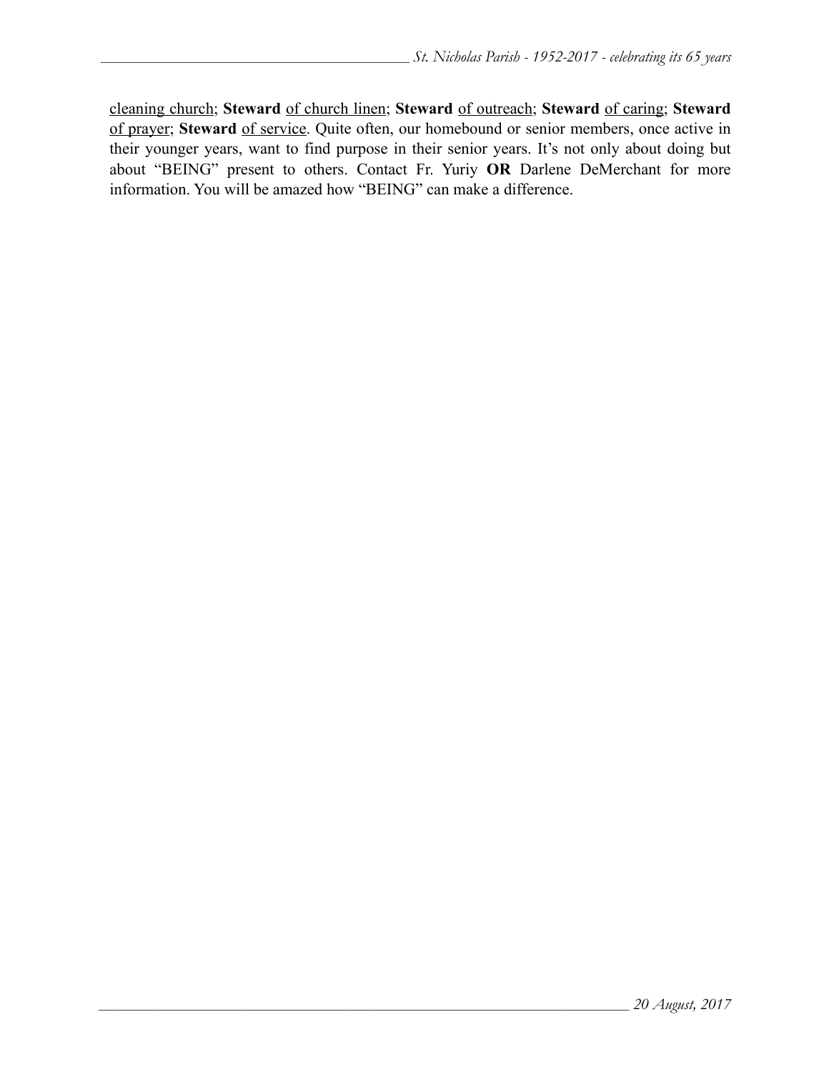cleaning church; **Steward** of church linen; **Steward** of outreach; **Steward** of caring; **Steward** of prayer; **Steward** of service. Quite often, our homebound or senior members, once active in their younger years, want to find purpose in their senior years. It's not only about doing but about "BEING" present to others. Contact Fr. Yuriy **OR** Darlene DeMerchant for more information. You will be amazed how "BEING" can make a difference.